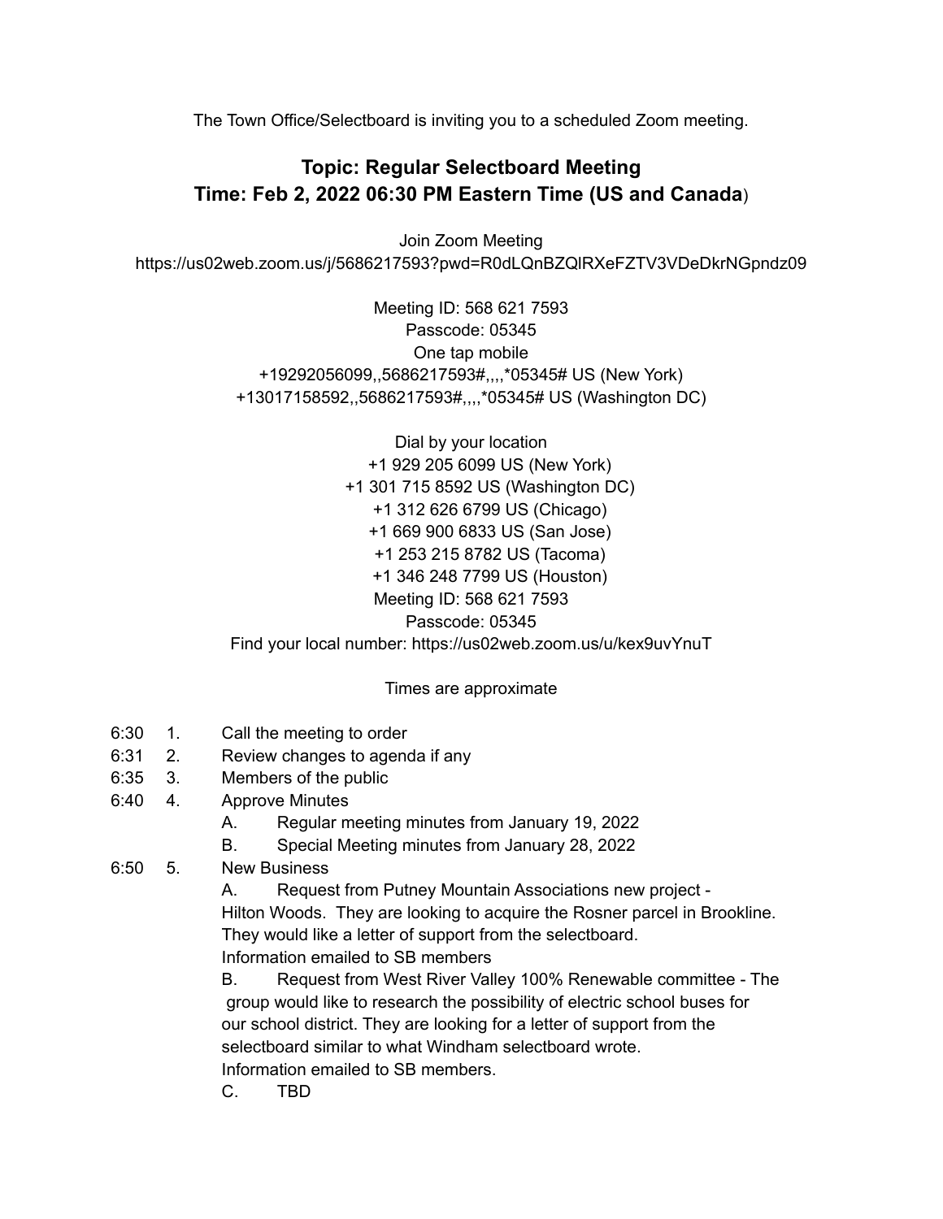The Town Office/Selectboard is inviting you to a scheduled Zoom meeting.

## Topic: Regular Selectboard Meeting
## Time: Feb 2, 2022 06:30 PM Eastern Time (US and Canada)

Join Zoom Meeting
https://us02web.zoom.us/j/5686217593?pwd=R0dLQnBZQlRXeFZTV3VDeDkrNGpndz09

Meeting ID: 568 621 7593
Passcode: 05345
One tap mobile
+19292056099,,5686217593#,,,,*05345# US (New York)
+13017158592,,5686217593#,,,,*05345# US (Washington DC)

Dial by your location
+1 929 205 6099 US (New York)
+1 301 715 8592 US (Washington DC)
+1 312 626 6799 US (Chicago)
+1 669 900 6833 US (San Jose)
+1 253 215 8782 US (Tacoma)
+1 346 248 7799 US (Houston)
Meeting ID: 568 621 7593
Passcode: 05345
Find your local number: https://us02web.zoom.us/u/kex9uvYnuT

Times are approximate

- 6:30 1. Call the meeting to order
- 6:31 2. Review changes to agenda if any
- 6:35 3. Members of the public
- 6:40 4. Approve Minutes
  - A. Regular meeting minutes from January 19, 2022
  - B. Special Meeting minutes from January 28, 2022
- 6:50 5. New Business
  - A. Request from Putney Mountain Associations new project - Hilton Woods. They are looking to acquire the Rosner parcel in Brookline. They would like a letter of support from the selectboard. Information emailed to SB members
  - B. Request from West River Valley 100% Renewable committee - The group would like to research the possibility of electric school buses for our school district. They are looking for a letter of support from the selectboard similar to what Windham selectboard wrote. Information emailed to SB members.
  - C. TBD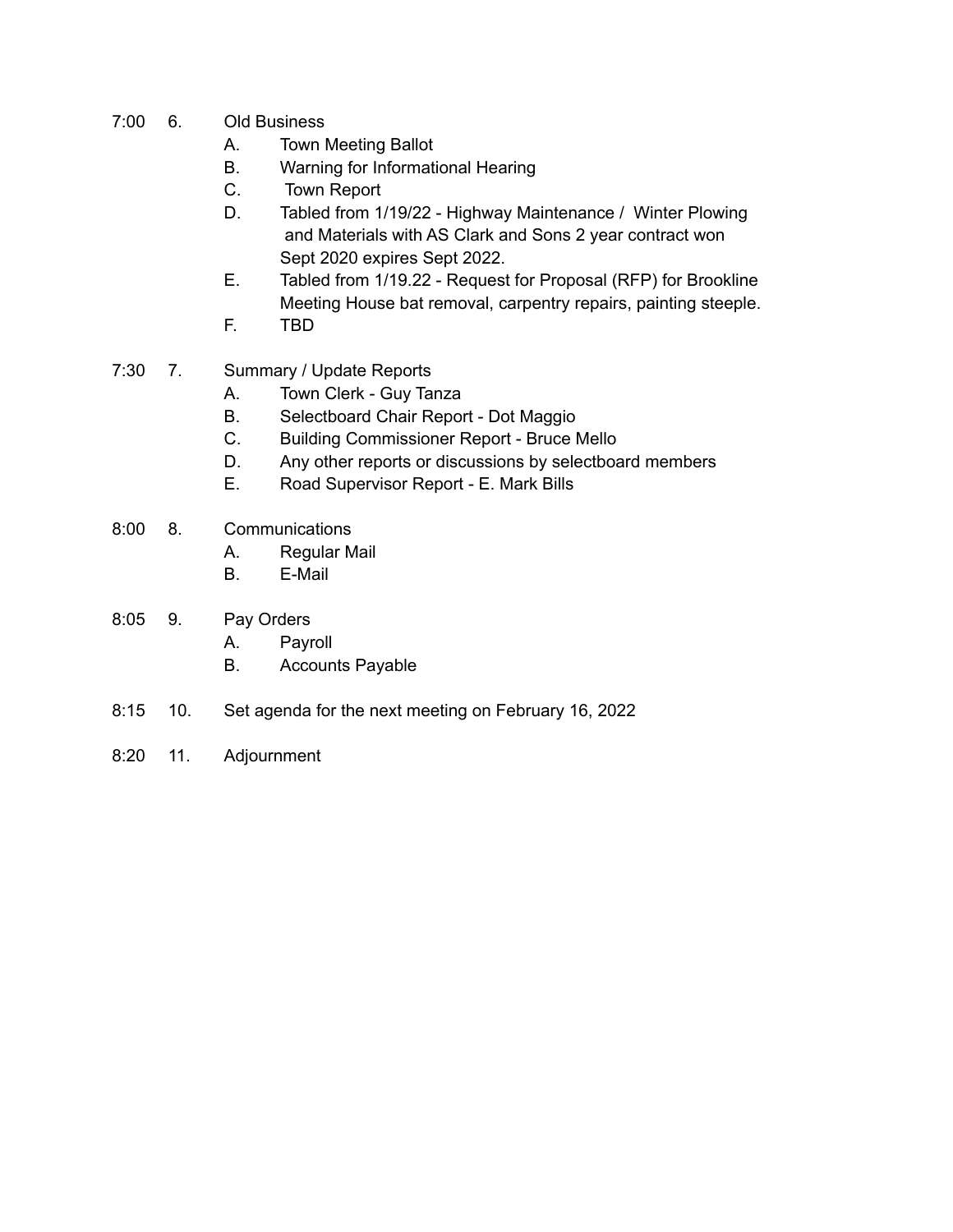7:00 6. Old Business

- A. Town Meeting Ballot
- B. Warning for Informational Hearing
- C. Town Report
- D. Tabled from 1/19/22 - Highway Maintenance / Winter Plowing and Materials with AS Clark and Sons 2 year contract won Sept 2020 expires Sept 2022.
- E. Tabled from 1/19.22 - Request for Proposal (RFP) for Brookline Meeting House bat removal, carpentry repairs, painting steeple.
- F. TBD

7:30 7. Summary / Update Reports

- A. Town Clerk - Guy Tanza
- B. Selectboard Chair Report - Dot Maggio
- C. Building Commissioner Report - Bruce Mello
- D. Any other reports or discussions by selectboard members
- E. Road Supervisor Report - E. Mark Bills

8:00 8. Communications

- A. Regular Mail
- B. E-Mail

8:05 9. Pay Orders

- A. Payroll
- B. Accounts Payable

8:15 10. Set agenda for the next meeting on February 16, 2022

8:20 11. Adjournment